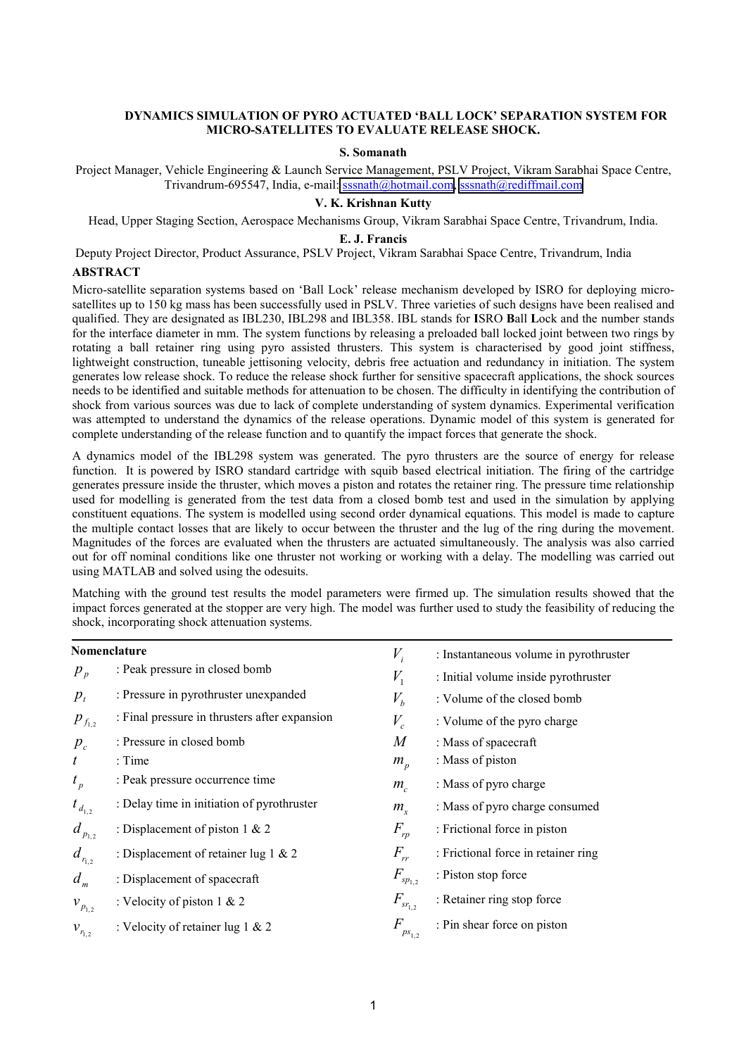# DYNAMICS SIMULATION OF PYRO ACTUATED 'BALL LOCK' SEPARATION SYSTEM FOR MICRO-SATELLITES TO EVALUATE RELEASE SHOCK.

**S. Somanath**

Project Manager, Vehicle Engineering & Launch Service Management, PSLV Project, Vikram Sarabhai Space Centre, Trivandrum-695547, India, e-mail: sssnath@hotmail.com, sssnath@rediffmail.com

**V. K. Krishnan Kutty**

Head, Upper Staging Section, Aerospace Mechanisms Group, Vikram Sarabhai Space Centre, Trivandrum, India.

**E. J. Francis**

Deputy Project Director, Product Assurance, PSLV Project, Vikram Sarabhai Space Centre, Trivandrum, India

## ABSTRACT

Micro-satellite separation systems based on 'Ball Lock' release mechanism developed by ISRO for deploying micro-satellites up to 150 kg mass has been successfully used in PSLV. Three varieties of such designs have been realised and qualified. They are designated as IBL230, IBL298 and IBL358. IBL stands for **I**SRO **B**all **L**ock and the number stands for the interface diameter in mm. The system functions by releasing a preloaded ball locked joint between two rings by rotating a ball retainer ring using pyro assisted thrusters. This system is characterised by good joint stiffness, lightweight construction, tuneable jettisoning velocity, debris free actuation and redundancy in initiation. The system generates low release shock. To reduce the release shock further for sensitive spacecraft applications, the shock sources needs to be identified and suitable methods for attenuation to be chosen. The difficulty in identifying the contribution of shock from various sources was due to lack of complete understanding of system dynamics. Experimental verification was attempted to understand the dynamics of the release operations. Dynamic model of this system is generated for complete understanding of the release function and to quantify the impact forces that generate the shock.

A dynamics model of the IBL298 system was generated. The pyro thrusters are the source of energy for release function. It is powered by ISRO standard cartridge with squib based electrical initiation. The firing of the cartridge generates pressure inside the thruster, which moves a piston and rotates the retainer ring. The pressure time relationship used for modelling is generated from the test data from a closed bomb test and used in the simulation by applying constituent equations. The system is modelled using second order dynamical equations. This model is made to capture the multiple contact losses that are likely to occur between the thruster and the lug of the ring during the movement. Magnitudes of the forces are evaluated when the thrusters are actuated simultaneously. The analysis was also carried out for off nominal conditions like one thruster not working or working with a delay. The modelling was carried out using MATLAB and solved using the odesuits.

Matching with the ground test results the model parameters were firmed up. The simulation results showed that the impact forces generated at the stopper are very high. The model was further used to study the feasibility of reducing the shock, incorporating shock attenuation systems.

---

**Nomenclature**

| Symbol | Description |
|---|---|
| $p_p$ | : Peak pressure in closed bomb |
| $p_t$ | : Pressure in pyrothruster unexpanded |
| $p_{f_{1,2}}$ | : Final pressure in thrusters after expansion |
| $p_c$ | : Pressure in closed bomb |
| $t$ | : Time |
| $t_p$ | : Peak pressure occurrence time |
| $t_{d_{1,2}}$ | : Delay time in initiation of pyrothruster |
| $d_{p_{1,2}}$ | : Displacement of piston 1 & 2 |
| $d_{r_{1,2}}$ | : Displacement of retainer lug 1 & 2 |
| $d_m$ | : Displacement of spacecraft |
| $v_{p_{1,2}}$ | : Velocity of piston 1 & 2 |
| $v_{r_{1,2}}$ | : Velocity of retainer lug 1 & 2 |
| $V_i$ | : Instantaneous volume in pyrothruster |
| $V_1$ | : Initial volume inside pyrothruster |
| $V_b$ | : Volume of the closed bomb |
| $V_c$ | : Volume of the pyro charge |
| $M$ | : Mass of spacecraft |
| $m_p$ | : Mass of piston |
| $m_c$ | : Mass of pyro charge |
| $m_x$ | : Mass of pyro charge consumed |
| $F_{rp}$ | : Frictional force in piston |
| $F_{rr}$ | : Frictional force in retainer ring |
| $F_{sp_{1,2}}$ | : Piston stop force |
| $F_{sr_{1,2}}$ | : Retainer ring stop force |
| $F_{ps_{1,2}}$ | : Pin shear force on piston |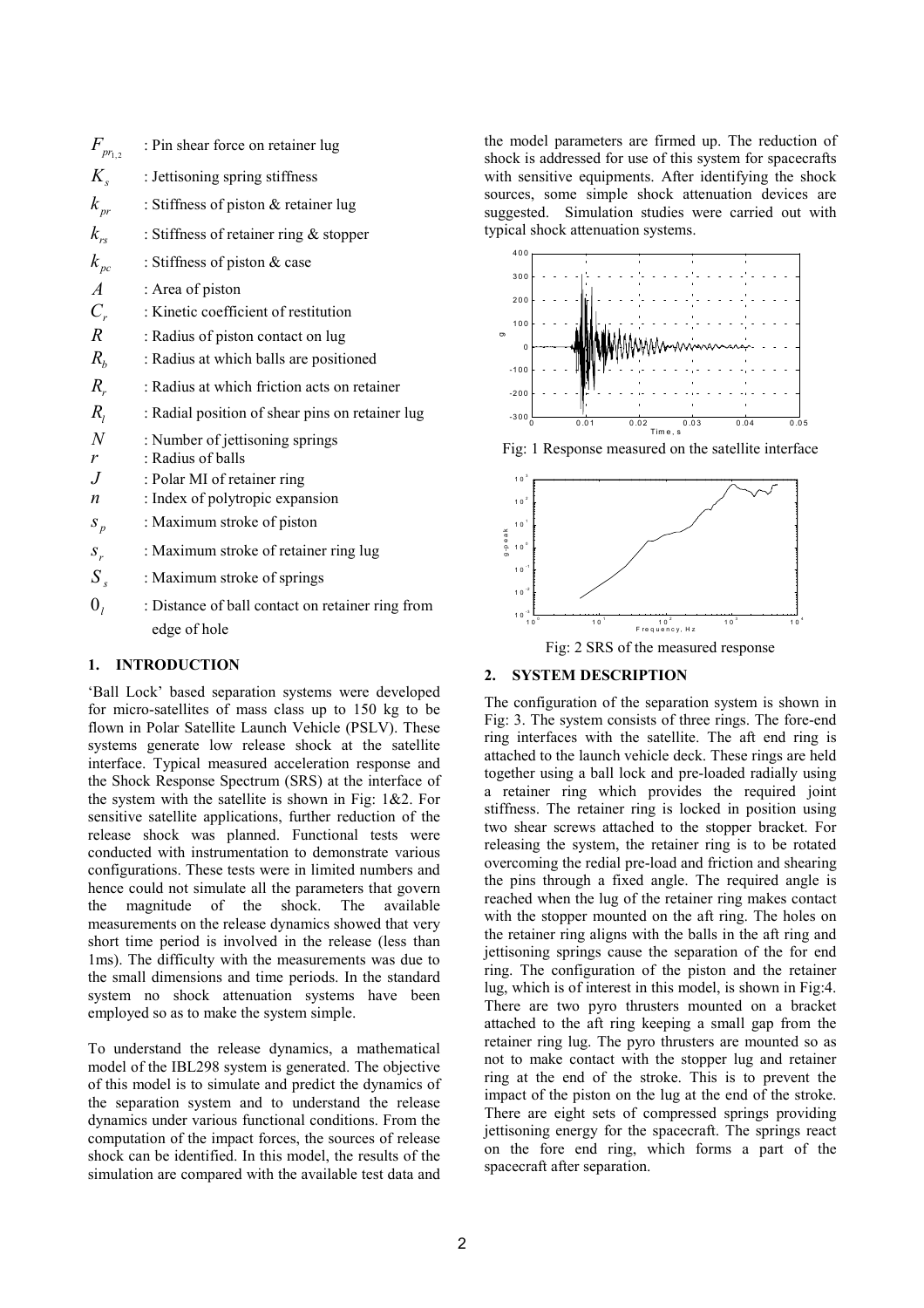$F_{pr_{1,2}}$ : Pin shear force on retainer lug

$K_s$ : Jettisoning spring stiffness

$k_{pr}$ : Stiffness of piston & retainer lug

$k_{rs}$ : Stiffness of retainer ring & stopper

$k_{pc}$ : Stiffness of piston & case

$A$ : Area of piston

$C_r$ : Kinetic coefficient of restitution

$R$ : Radius of piston contact on lug

$R_b$ : Radius at which balls are positioned

$R_r$ : Radius at which friction acts on retainer

$R_l$ : Radial position of shear pins on retainer lug

$N$ : Number of jettisoning springs

$r$ : Radius of balls

$J$ : Polar MI of retainer ring

$n$ : Index of polytropic expansion

$s_p$ : Maximum stroke of piston

$s_r$ : Maximum stroke of retainer ring lug

$S_s$ : Maximum stroke of springs

$0_l$ : Distance of ball contact on retainer ring from edge of hole

## 1. INTRODUCTION

'Ball Lock' based separation systems were developed for micro-satellites of mass class up to 150 kg to be flown in Polar Satellite Launch Vehicle (PSLV). These systems generate low release shock at the satellite interface. Typical measured acceleration response and the Shock Response Spectrum (SRS) at the interface of the system with the satellite is shown in Fig: 1&2. For sensitive satellite applications, further reduction of the release shock was planned. Functional tests were conducted with instrumentation to demonstrate various configurations. These tests were in limited numbers and hence could not simulate all the parameters that govern the magnitude of the shock. The available measurements on the release dynamics showed that very short time period is involved in the release (less than 1ms). The difficulty with the measurements was due to the small dimensions and time periods. In the standard system no shock attenuation systems have been employed so as to make the system simple.

To understand the release dynamics, a mathematical model of the IBL298 system is generated. The objective of this model is to simulate and predict the dynamics of the separation system and to understand the release dynamics under various functional conditions. From the computation of the impact forces, the sources of release shock can be identified. In this model, the results of the simulation are compared with the available test data and the model parameters are firmed up. The reduction of shock is addressed for use of this system for spacecrafts with sensitive equipments. After identifying the shock sources, some simple shock attenuation devices are suggested. Simulation studies were carried out with typical shock attenuation systems.

Fig: 1 Response measured on the satellite interface

Fig: 2 SRS of the measured response

## 2. SYSTEM DESCRIPTION

The configuration of the separation system is shown in Fig: 3. The system consists of three rings. The fore-end ring interfaces with the satellite. The aft end ring is attached to the launch vehicle deck. These rings are held together using a ball lock and pre-loaded radially using a retainer ring which provides the required joint stiffness. The retainer ring is locked in position using two shear screws attached to the stopper bracket. For releasing the system, the retainer ring is to be rotated overcoming the redial pre-load and friction and shearing the pins through a fixed angle. The required angle is reached when the lug of the retainer ring makes contact with the stopper mounted on the aft ring. The holes on the retainer ring aligns with the balls in the aft ring and jettisoning springs cause the separation of the for end ring. The configuration of the piston and the retainer lug, which is of interest in this model, is shown in Fig:4. There are two pyro thrusters mounted on a bracket attached to the aft ring keeping a small gap from the retainer ring lug. The pyro thrusters are mounted so as not to make contact with the stopper lug and retainer ring at the end of the stroke. This is to prevent the impact of the piston on the lug at the end of the stroke. There are eight sets of compressed springs providing jettisoning energy for the spacecraft. The springs react on the fore end ring, which forms a part of the spacecraft after separation.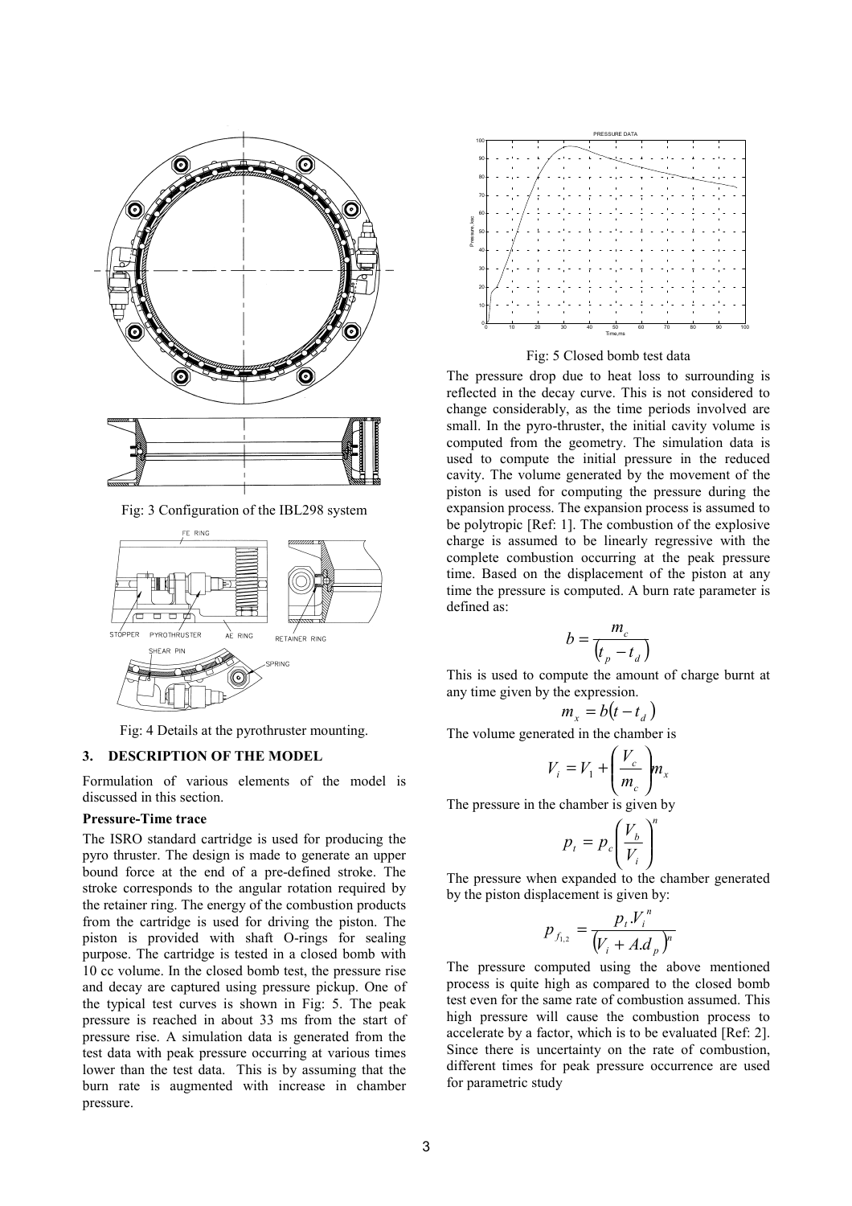Fig: 3 Configuration of the IBL298 system

Fig: 4 Details at the pyrothruster mounting.

## 3. DESCRIPTION OF THE MODEL

Formulation of various elements of the model is discussed in this section.

**Pressure-Time trace**

The ISRO standard cartridge is used for producing the pyro thruster. The design is made to generate an upper bound force at the end of a pre-defined stroke. The stroke corresponds to the angular rotation required by the retainer ring. The energy of the combustion products from the cartridge is used for driving the piston. The piston is provided with shaft O-rings for sealing purpose. The cartridge is tested in a closed bomb with 10 cc volume. In the closed bomb test, the pressure rise and decay are captured using pressure pickup. One of the typical test curves is shown in Fig: 5. The peak pressure is reached in about 33 ms from the start of pressure rise. A simulation data is generated from the test data with peak pressure occurring at various times lower than the test data. This is by assuming that the burn rate is augmented with increase in chamber pressure.

Fig: 5 Closed bomb test data

The pressure drop due to heat loss to surrounding is reflected in the decay curve. This is not considered to change considerably, as the time periods involved are small. In the pyro-thruster, the initial cavity volume is computed from the geometry. The simulation data is used to compute the initial pressure in the reduced cavity. The volume generated by the movement of the piston is used for computing the pressure during the expansion process. The expansion process is assumed to be polytropic [Ref: 1]. The combustion of the explosive charge is assumed to be linearly regressive with the complete combustion occurring at the peak pressure time. Based on the displacement of the piston at any time the pressure is computed. A burn rate parameter is defined as:

$$b = \frac{m_c}{\left(t_p - t_d\right)}$$

This is used to compute the amount of charge burnt at any time given by the expression.

$$m_x = b\left(t - t_d\right)$$

The volume generated in the chamber is

$$V_i = V_1 + \left(\frac{V_c}{m_c}\right) m_x$$

The pressure in the chamber is given by

$$p_t = p_c \left(\frac{V_b}{V_i}\right)^n$$

The pressure when expanded to the chamber generated by the piston displacement is given by:

$$p_{f_{1,2}} = \frac{p_t . V_i^{\,n}}{\left(V_i + A.d_p\right)^n}$$

The pressure computed using the above mentioned process is quite high as compared to the closed bomb test even for the same rate of combustion assumed. This high pressure will cause the combustion process to accelerate by a factor, which is to be evaluated [Ref: 2]. Since there is uncertainty on the rate of combustion, different times for peak pressure occurrence are used for parametric study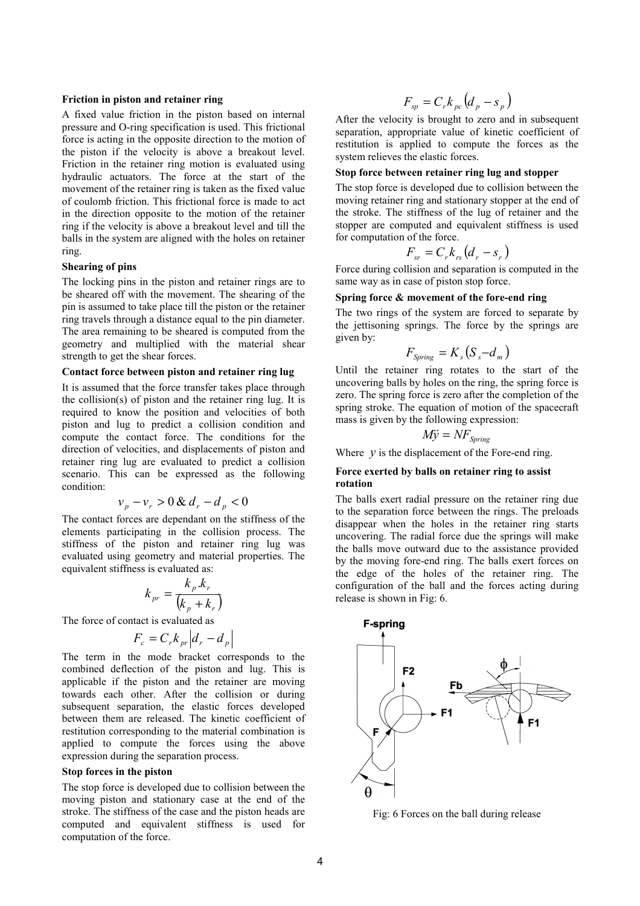### Friction in piston and retainer ring

A fixed value friction in the piston based on internal pressure and O-ring specification is used. This frictional force is acting in the opposite direction to the motion of the piston if the velocity is above a breakout level. Friction in the retainer ring motion is evaluated using hydraulic actuators. The force at the start of the movement of the retainer ring is taken as the fixed value of coulomb friction. This frictional force is made to act in the direction opposite to the motion of the retainer ring if the velocity is above a breakout level and till the balls in the system are aligned with the holes on retainer ring.

### Shearing of pins

The locking pins in the piston and retainer rings are to be sheared off with the movement. The shearing of the pin is assumed to take place till the piston or the retainer ring travels through a distance equal to the pin diameter. The area remaining to be sheared is computed from the geometry and multiplied with the material shear strength to get the shear forces.

### Contact force between piston and retainer ring lug

It is assumed that the force transfer takes place through the collision(s) of piston and the retainer ring lug. It is required to know the position and velocities of both piston and lug to predict a collision condition and compute the contact force. The conditions for the direction of velocities, and displacements of piston and retainer ring lug are evaluated to predict a collision scenario. This can be expressed as the following condition:

$$v_p - v_r > 0 \,\&\, d_r - d_p < 0$$

The contact forces are dependant on the stiffness of the elements participating in the collision process. The stiffness of the piston and retainer ring lug was evaluated using geometry and material properties. The equivalent stiffness is evaluated as:

$$k_{pr} = \frac{k_p . k_r}{(k_p + k_r)}$$

The force of contact is evaluated as

$$F_c = C_r k_{pr} \left| d_r - d_p \right|$$

The term in the mode bracket corresponds to the combined deflection of the piston and lug. This is applicable if the piston and the retainer are moving towards each other. After the collision or during subsequent separation, the elastic forces developed between them are released. The kinetic coefficient of restitution corresponding to the material combination is applied to compute the forces using the above expression during the separation process.

### Stop forces in the piston

The stop force is developed due to collision between the moving piston and stationary case at the end of the stroke. The stiffness of the case and the piston heads are computed and equivalent stiffness is used for computation of the force.

$$F_{sp} = C_r k_{pc} \left( d_p - s_p \right)$$

After the velocity is brought to zero and in subsequent separation, appropriate value of kinetic coefficient of restitution is applied to compute the forces as the system relieves the elastic forces.

### Stop force between retainer ring lug and stopper

The stop force is developed due to collision between the moving retainer ring and stationary stopper at the end of the stroke. The stiffness of the lug of retainer and the stopper are computed and equivalent stiffness is used for computation of the force.

$$F_{sr} = C_r k_{rs} \left( d_r - s_r \right)$$

Force during collision and separation is computed in the same way as in case of piston stop force.

### Spring force & movement of the fore-end ring

The two rings of the system are forced to separate by the jettisoning springs. The force by the springs are given by:

$$F_{Spring} = K_s \left( S_s - d_m \right)$$

Until the retainer ring rotates to the start of the uncovering balls by holes on the ring, the spring force is zero. The spring force is zero after the completion of the spring stroke. The equation of motion of the spacecraft mass is given by the following expression:

$$M\ddot{y} = NF_{Spring}$$

Where $y$ is the displacement of the Fore-end ring.

### Force exerted by balls on retainer ring to assist rotation

The balls exert radial pressure on the retainer ring due to the separation force between the rings. The preloads disappear when the holes in the retainer ring starts uncovering. The radial force due the springs will make the balls move outward due to the assistance provided by the moving fore-end ring. The balls exert forces on the edge of the holes of the retainer ring. The configuration of the ball and the forces acting during release is shown in Fig: 6.

Fig: 6 Forces on the ball during release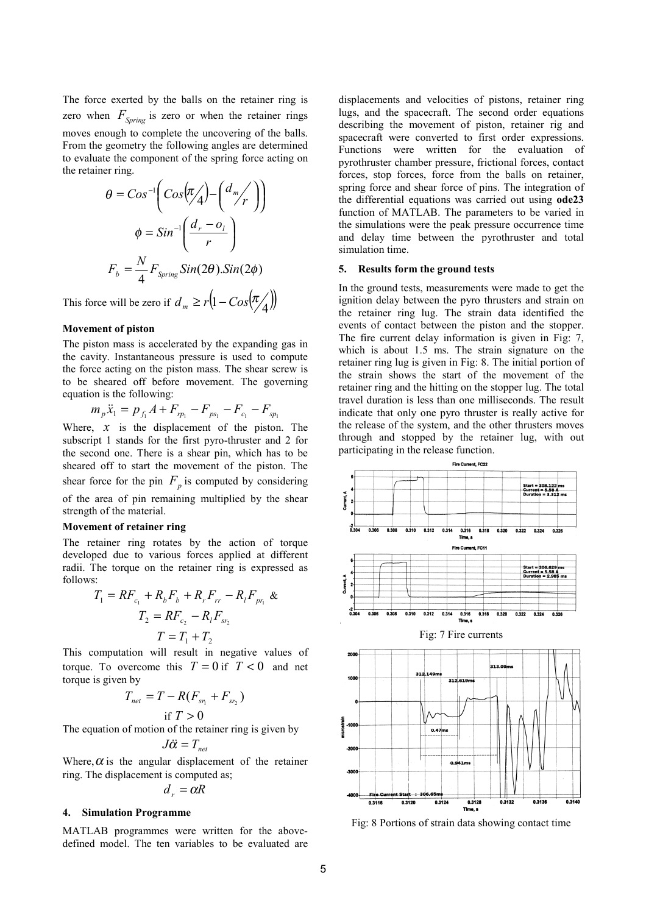The force exerted by the balls on the retainer ring is zero when $F_{Spring}$ is zero or when the retainer rings moves enough to complete the uncovering of the balls. From the geometry the following angles are determined to evaluate the component of the spring force acting on the retainer ring.

$$\theta = Cos^{-1}\left( Cos\left(\pi/4\right) - \left( d_m/r \right) \right)$$

$$\phi = Sin^{-1}\left( \frac{d_r - o_l}{r} \right)$$

$$F_b = \frac{N}{4} F_{Spring} Sin(2\theta).Sin(2\phi)$$

This force will be zero if $d_m \geq r\left(1 - Cos\left(\pi/4\right)\right)$

**Movement of piston**

The piston mass is accelerated by the expanding gas in the cavity. Instantaneous pressure is used to compute the force acting on the piston mass. The shear screw is to be sheared off before movement. The governing equation is the following:

$$m_p \ddot{x}_1 = p_{f_1} A + F_{rp_1} - F_{ps_1} - F_{c_1} - F_{sp_1}$$

Where, $x$ is the displacement of the piston. The subscript 1 stands for the first pyro-thruster and 2 for the second one. There is a shear pin, which has to be sheared off to start the movement of the piston. The shear force for the pin $F_p$ is computed by considering of the area of pin remaining multiplied by the shear strength of the material.

**Movement of retainer ring**

The retainer ring rotates by the action of torque developed due to various forces applied at different radii. The torque on the retainer ring is expressed as follows:

$$T_1 = RF_{c_1} + R_b F_b + R_r F_{rr} - R_l F_{pr_1} \ \&$$

$$T_2 = RF_{c_2} - R_l F_{sr_2}$$

$$T = T_1 + T_2$$

This computation will result in negative values of torque. To overcome this $T = 0$ if $T < 0$ and net torque is given by

$$T_{net} = T - R(F_{sr_1} + F_{sr_2})$$

$$\text{if } T > 0$$

The equation of motion of the retainer ring is given by

$$J\ddot{\alpha} = T_{net}$$

Where, $\alpha$ is the angular displacement of the retainer ring. The displacement is computed as;

$$d_r = \alpha R$$

## 4. Simulation Programme

MATLAB programmes were written for the above-defined model. The ten variables to be evaluated are displacements and velocities of pistons, retainer ring lugs, and the spacecraft. The second order equations describing the movement of piston, retainer rig and spacecraft were converted to first order expressions. Functions were written for the evaluation of pyrothruster chamber pressure, frictional forces, contact forces, stop forces, force from the balls on retainer, spring force and shear force of pins. The integration of the differential equations was carried out using **ode23** function of MATLAB. The parameters to be varied in the simulations were the peak pressure occurrence time and delay time between the pyrothruster and total simulation time.

## 5. Results form the ground tests

In the ground tests, measurements were made to get the ignition delay between the pyro thrusters and strain on the retainer ring lug. The strain data identified the events of contact between the piston and the stopper. The fire current delay information is given in Fig: 7, which is about 1.5 ms. The strain signature on the retainer ring lug is given in Fig: 8. The initial portion of the strain shows the start of the movement of the retainer ring and the hitting on the stopper lug. The total travel duration is less than one milliseconds. The result indicate that only one pyro thruster is really active for the release of the system, and the other thrusters moves through and stopped by the retainer lug, with out participating in the release function.

Fig: 7 Fire currents

Fig: 8 Portions of strain data showing contact time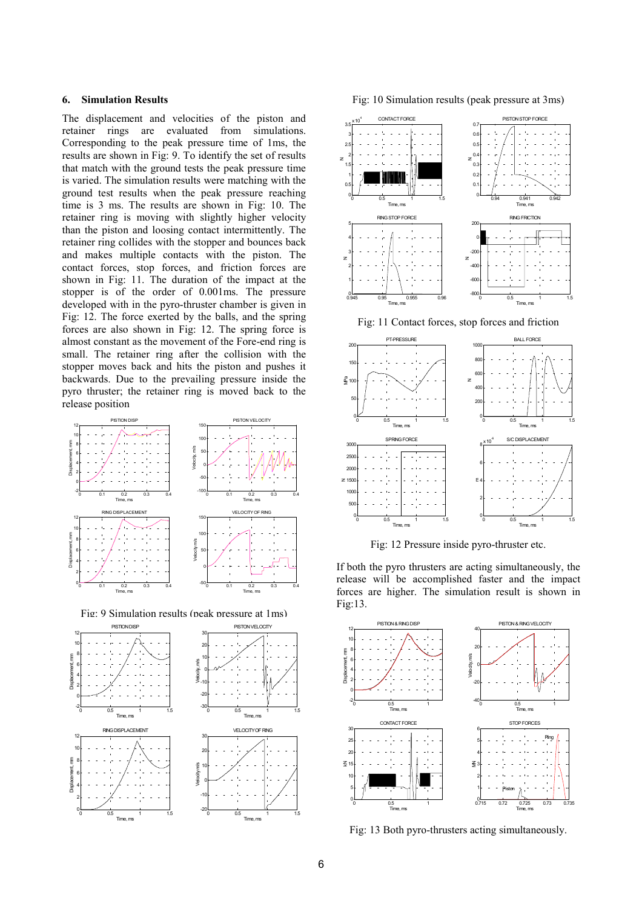## 6. Simulation Results

The displacement and velocities of the piston and retainer rings are evaluated from simulations. Corresponding to the peak pressure time of 1ms, the results are shown in Fig: 9. To identify the set of results that match with the ground tests the peak pressure time is varied. The simulation results were matching with the ground test results when the peak pressure reaching time is 3 ms. The results are shown in Fig: 10. The retainer ring is moving with slightly higher velocity than the piston and loosing contact intermittently. The retainer ring collides with the stopper and bounces back and makes multiple contacts with the piston. The contact forces, stop forces, and friction forces are shown in Fig: 11. The duration of the impact at the stopper is of the order of 0.001ms. The pressure developed with in the pyro-thruster chamber is given in Fig: 12. The force exerted by the balls, and the spring forces are also shown in Fig: 12. The spring force is almost constant as the movement of the Fore-end ring is small. The retainer ring after the collision with the stopper moves back and hits the piston and pushes it backwards. Due to the prevailing pressure inside the pyro thruster; the retainer ring is moved back to the release position

Fig: 9 Simulation results (peak pressure at 1ms)

Fig: 10 Simulation results (peak pressure at 3ms)

Fig: 11 Contact forces, stop forces and friction

Fig: 12 Pressure inside pyro-thruster etc.

If both the pyro thrusters are acting simultaneously, the release will be accomplished faster and the impact forces are higher. The simulation result is shown in Fig:13.

Fig: 13 Both pyro-thrusters acting simultaneously.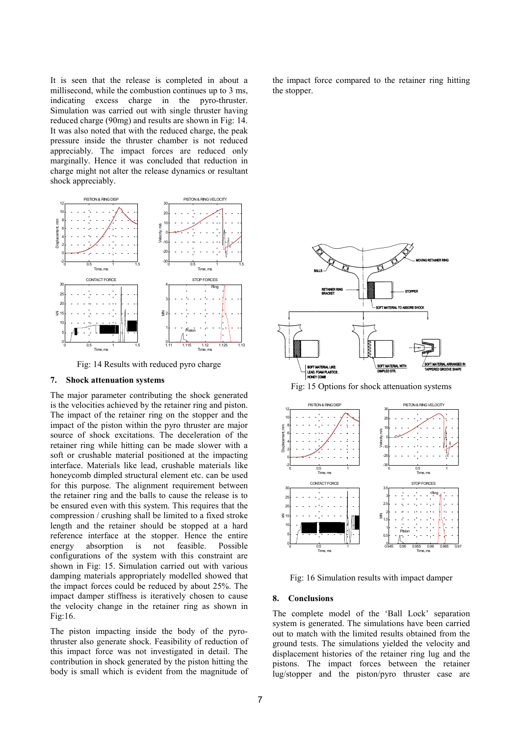It is seen that the release is completed in about a millisecond, while the combustion continues up to 3 ms, indicating excess charge in the pyro-thruster. Simulation was carried out with single thruster having reduced charge (90mg) and results are shown in Fig: 14. It was also noted that with the reduced charge, the peak pressure inside the thruster chamber is not reduced appreciably. The impact forces are reduced only marginally. Hence it was concluded that reduction in charge might not alter the release dynamics or resultant shock appreciably.

Fig: 14 Results with reduced pyro charge

## 7. Shock attenuation systems

The major parameter contributing the shock generated is the velocities achieved by the retainer ring and piston. The impact of the retainer ring on the stopper and the impact of the piston within the pyro thruster are major source of shock excitations. The deceleration of the retainer ring while hitting can be made slower with a soft or crushable material positioned at the impacting interface. Materials like lead, crushable materials like honeycomb dimpled structural element etc. can be used for this purpose. The alignment requirement between the retainer ring and the balls to cause the release is to be ensured even with this system. This requires that the compression / crushing shall be limited to a fixed stroke length and the retainer should be stopped at a hard reference interface at the stopper. Hence the entire energy absorption is not feasible. Possible configurations of the system with this constraint are shown in Fig: 15. Simulation carried out with various damping materials appropriately modelled showed that the impact forces could be reduced by about 25%. The impact damper stiffness is iteratively chosen to cause the velocity change in the retainer ring as shown in Fig:16.

The piston impacting inside the body of the pyro-thruster also generate shock. Feasibility of reduction of this impact force was not investigated in detail. The contribution in shock generated by the piston hitting the body is small which is evident from the magnitude of the impact force compared to the retainer ring hitting the stopper.

Fig: 15 Options for shock attenuation systems

Fig: 16 Simulation results with impact damper

## 8. Conclusions

The complete model of the 'Ball Lock' separation system is generated. The simulations have been carried out to match with the limited results obtained from the ground tests. The simulations yielded the velocity and displacement histories of the retainer ring lug and the pistons. The impact forces between the retainer lug/stopper and the piston/pyro thruster case are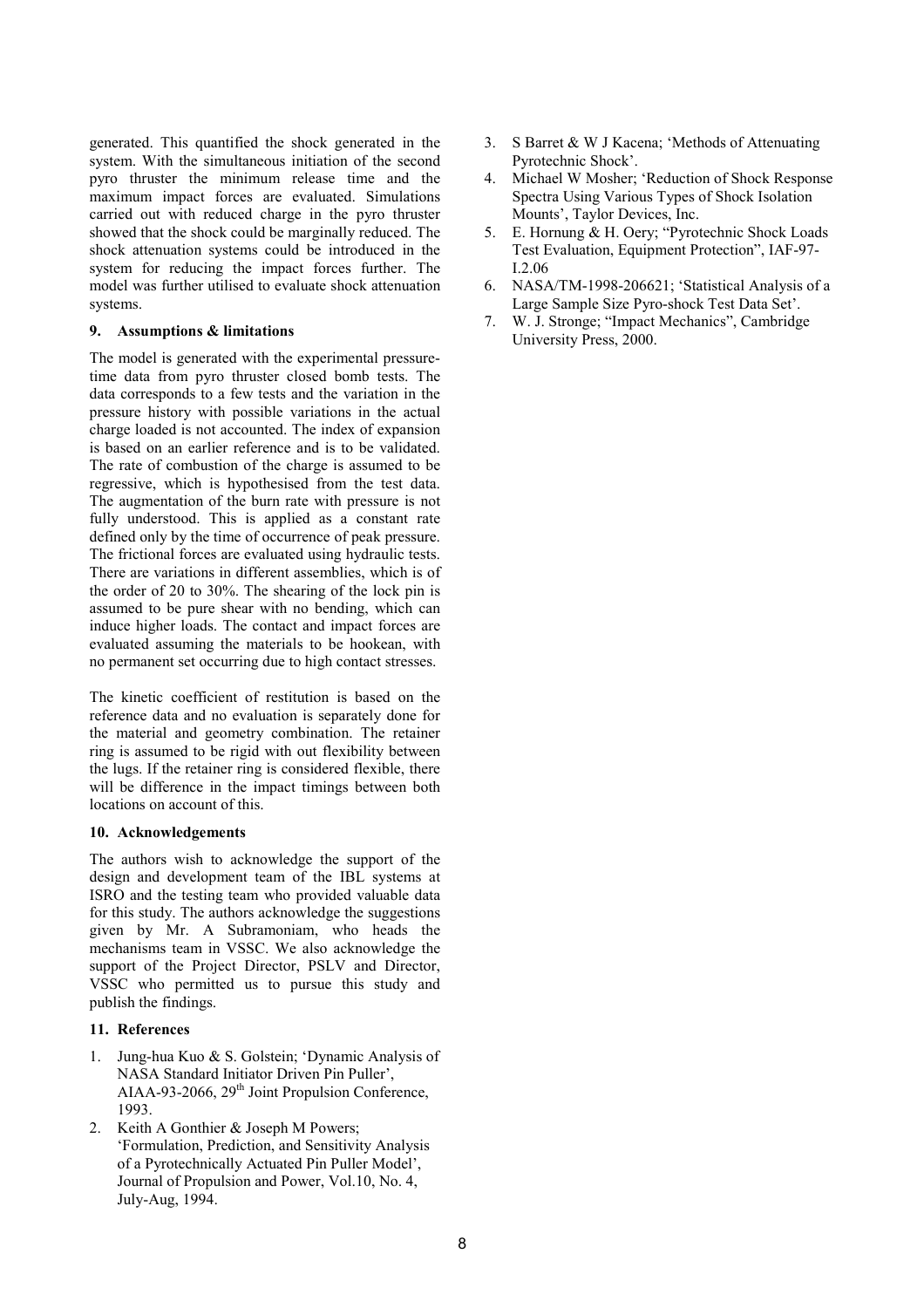generated. This quantified the shock generated in the system. With the simultaneous initiation of the second pyro thruster the minimum release time and the maximum impact forces are evaluated. Simulations carried out with reduced charge in the pyro thruster showed that the shock could be marginally reduced. The shock attenuation systems could be introduced in the system for reducing the impact forces further. The model was further utilised to evaluate shock attenuation systems.

### 9. Assumptions & limitations

The model is generated with the experimental pressure-time data from pyro thruster closed bomb tests. The data corresponds to a few tests and the variation in the pressure history with possible variations in the actual charge loaded is not accounted. The index of expansion is based on an earlier reference and is to be validated. The rate of combustion of the charge is assumed to be regressive, which is hypothesised from the test data. The augmentation of the burn rate with pressure is not fully understood. This is applied as a constant rate defined only by the time of occurrence of peak pressure. The frictional forces are evaluated using hydraulic tests. There are variations in different assemblies, which is of the order of 20 to 30%. The shearing of the lock pin is assumed to be pure shear with no bending, which can induce higher loads. The contact and impact forces are evaluated assuming the materials to be hookean, with no permanent set occurring due to high contact stresses.

The kinetic coefficient of restitution is based on the reference data and no evaluation is separately done for the material and geometry combination. The retainer ring is assumed to be rigid with out flexibility between the lugs. If the retainer ring is considered flexible, there will be difference in the impact timings between both locations on account of this.

### 10. Acknowledgements

The authors wish to acknowledge the support of the design and development team of the IBL systems at ISRO and the testing team who provided valuable data for this study. The authors acknowledge the suggestions given by Mr. A Subramoniam, who heads the mechanisms team in VSSC. We also acknowledge the support of the Project Director, PSLV and Director, VSSC who permitted us to pursue this study and publish the findings.

### 11. References

1. Jung-hua Kuo & S. Golstein; 'Dynamic Analysis of NASA Standard Initiator Driven Pin Puller', AIAA-93-2066, 29th Joint Propulsion Conference, 1993.
2. Keith A Gonthier & Joseph M Powers; 'Formulation, Prediction, and Sensitivity Analysis of a Pyrotechnically Actuated Pin Puller Model', Journal of Propulsion and Power, Vol.10, No. 4, July-Aug, 1994.
3. S Barret & W J Kacena; 'Methods of Attenuating Pyrotechnic Shock'.
4. Michael W Mosher; 'Reduction of Shock Response Spectra Using Various Types of Shock Isolation Mounts', Taylor Devices, Inc.
5. E. Hornung & H. Oery; "Pyrotechnic Shock Loads Test Evaluation, Equipment Protection", IAF-97-I.2.06
6. NASA/TM-1998-206621; 'Statistical Analysis of a Large Sample Size Pyro-shock Test Data Set'.
7. W. J. Stronge; "Impact Mechanics", Cambridge University Press, 2000.